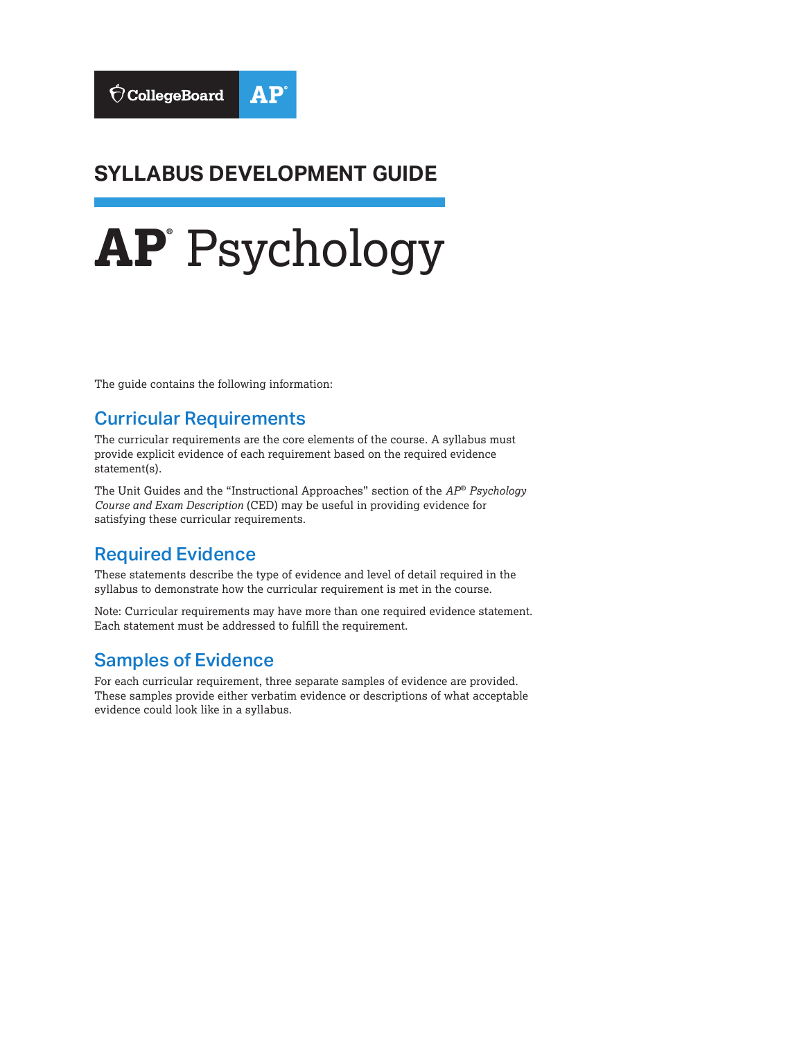CollegeBoard AP®

# SYLLABUS DEVELOPMENT GUIDE

# AP® Psychology

The guide contains the following information:

## Curricular Requirements

The curricular requirements are the core elements of the course. A syllabus must provide explicit evidence of each requirement based on the required evidence statement(s).

The Unit Guides and the "Instructional Approaches" section of the *AP® Psychology Course and Exam Description* (CED) may be useful in providing evidence for satisfying these curricular requirements.

## Required Evidence

These statements describe the type of evidence and level of detail required in the syllabus to demonstrate how the curricular requirement is met in the course.

Note: Curricular requirements may have more than one required evidence statement. Each statement must be addressed to fulfill the requirement.

## Samples of Evidence

For each curricular requirement, three separate samples of evidence are provided. These samples provide either verbatim evidence or descriptions of what acceptable evidence could look like in a syllabus.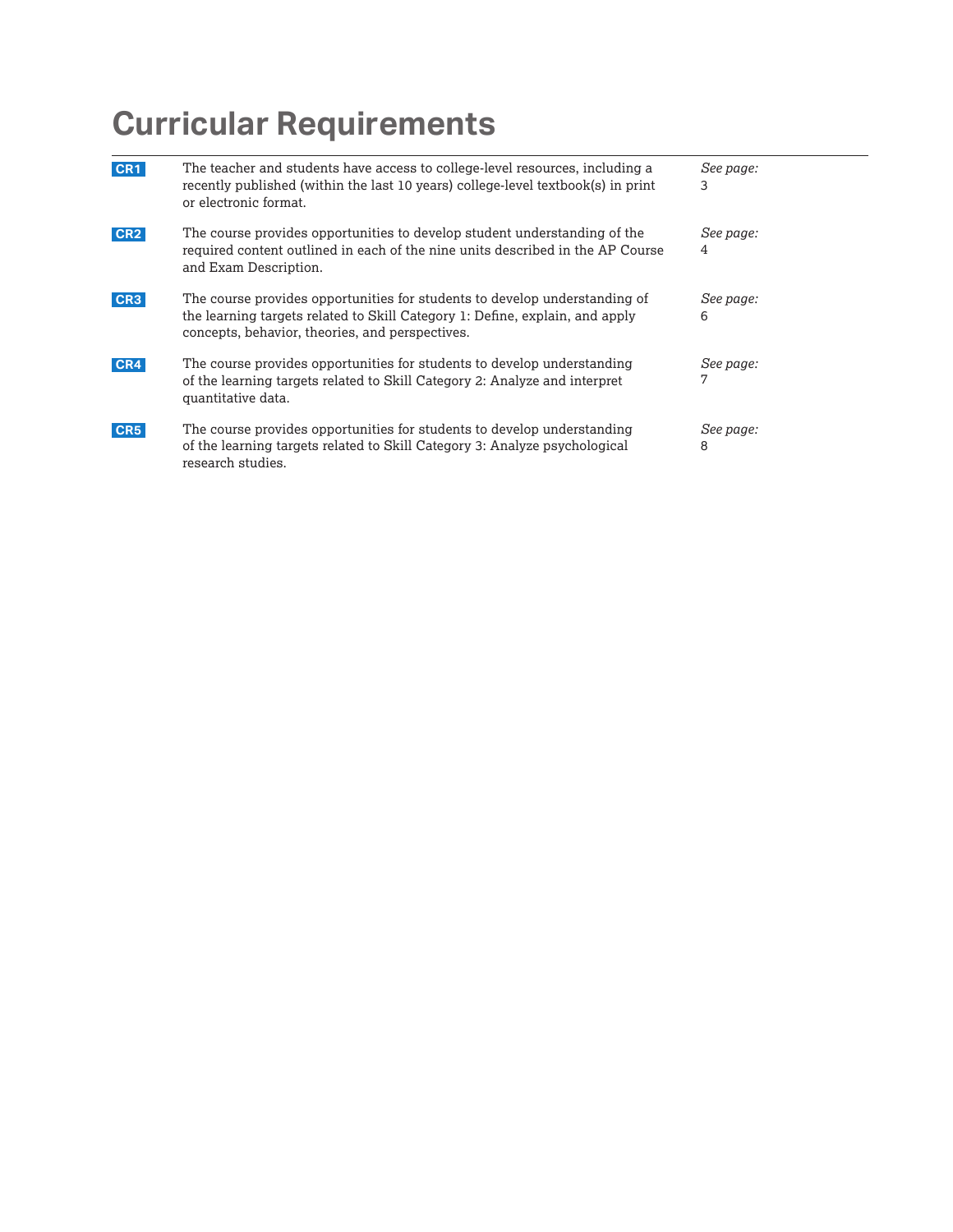# Curricular Requirements

| | | |
|---|---|---|
| **CR1** | The teacher and students have access to college-level resources, including a recently published (within the last 10 years) college-level textbook(s) in print or electronic format. | *See page:* 3 |
| **CR2** | The course provides opportunities to develop student understanding of the required content outlined in each of the nine units described in the AP Course and Exam Description. | *See page:* 4 |
| **CR3** | The course provides opportunities for students to develop understanding of the learning targets related to Skill Category 1: Define, explain, and apply concepts, behavior, theories, and perspectives. | *See page:* 6 |
| **CR4** | The course provides opportunities for students to develop understanding of the learning targets related to Skill Category 2: Analyze and interpret quantitative data. | *See page:* 7 |
| **CR5** | The course provides opportunities for students to develop understanding of the learning targets related to Skill Category 3: Analyze psychological research studies. | *See page:* 8 |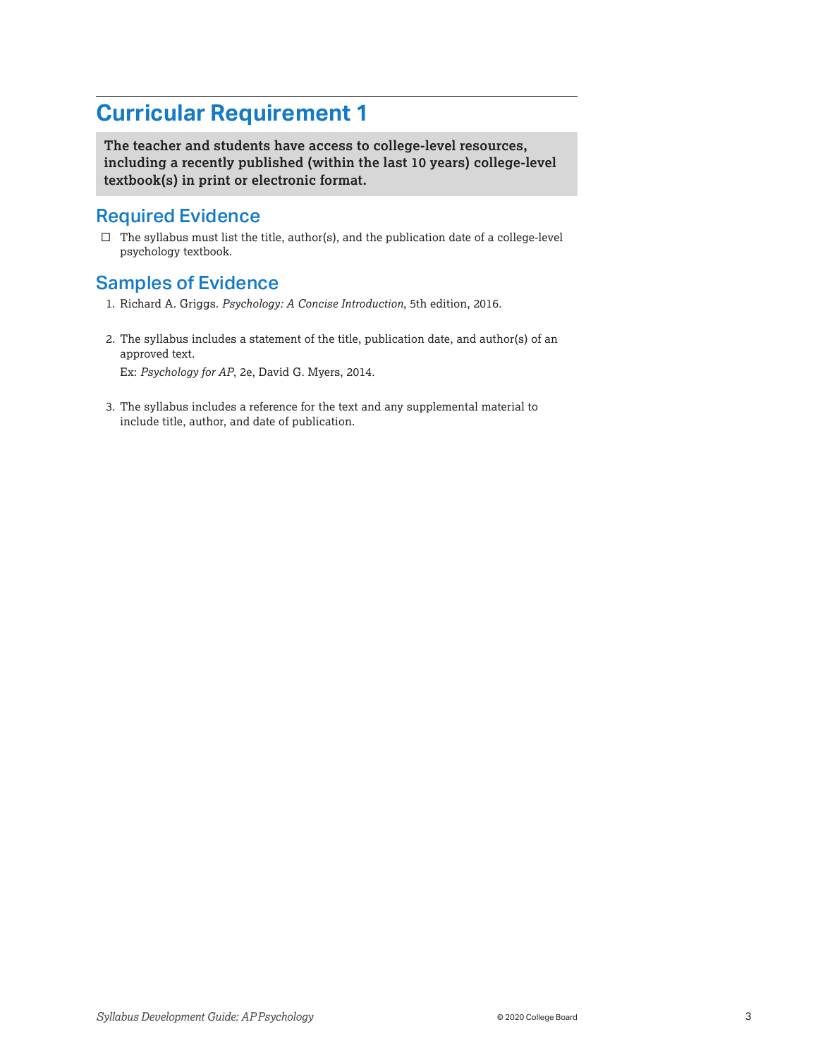# Curricular Requirement 1

**The teacher and students have access to college-level resources, including a recently published (within the last 10 years) college-level textbook(s) in print or electronic format.**

## Required Evidence

- ☐ The syllabus must list the title, author(s), and the publication date of a college-level psychology textbook.

## Samples of Evidence

1. Richard A. Griggs. *Psychology: A Concise Introduction*, 5th edition, 2016.

2. The syllabus includes a statement of the title, publication date, and author(s) of an approved text.

   Ex: *Psychology for AP*, 2e, David G. Myers, 2014.

3. The syllabus includes a reference for the text and any supplemental material to include title, author, and date of publication.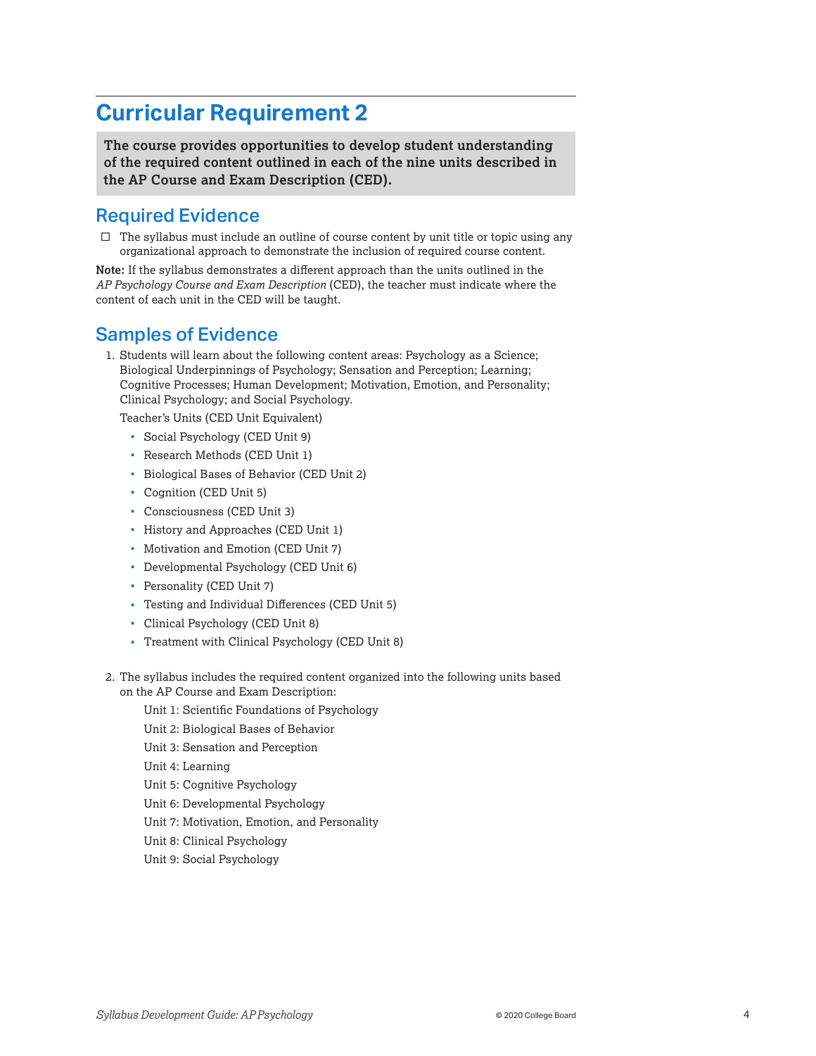# Curricular Requirement 2

**The course provides opportunities to develop student understanding of the required content outlined in each of the nine units described in the AP Course and Exam Description (CED).**

## Required Evidence

☐ The syllabus must include an outline of course content by unit title or topic using any organizational approach to demonstrate the inclusion of required course content.

**Note:** If the syllabus demonstrates a different approach than the units outlined in the *AP Psychology Course and Exam Description* (CED), the teacher must indicate where the content of each unit in the CED will be taught.

## Samples of Evidence

1. Students will learn about the following content areas: Psychology as a Science; Biological Underpinnings of Psychology; Sensation and Perception; Learning; Cognitive Processes; Human Development; Motivation, Emotion, and Personality; Clinical Psychology; and Social Psychology.

   Teacher's Units (CED Unit Equivalent)

   - Social Psychology (CED Unit 9)
   - Research Methods (CED Unit 1)
   - Biological Bases of Behavior (CED Unit 2)
   - Cognition (CED Unit 5)
   - Consciousness (CED Unit 3)
   - History and Approaches (CED Unit 1)
   - Motivation and Emotion (CED Unit 7)
   - Developmental Psychology (CED Unit 6)
   - Personality (CED Unit 7)
   - Testing and Individual Differences (CED Unit 5)
   - Clinical Psychology (CED Unit 8)
   - Treatment with Clinical Psychology (CED Unit 8)

2. The syllabus includes the required content organized into the following units based on the AP Course and Exam Description:

   Unit 1: Scientific Foundations of Psychology
   Unit 2: Biological Bases of Behavior
   Unit 3: Sensation and Perception
   Unit 4: Learning
   Unit 5: Cognitive Psychology
   Unit 6: Developmental Psychology
   Unit 7: Motivation, Emotion, and Personality
   Unit 8: Clinical Psychology
   Unit 9: Social Psychology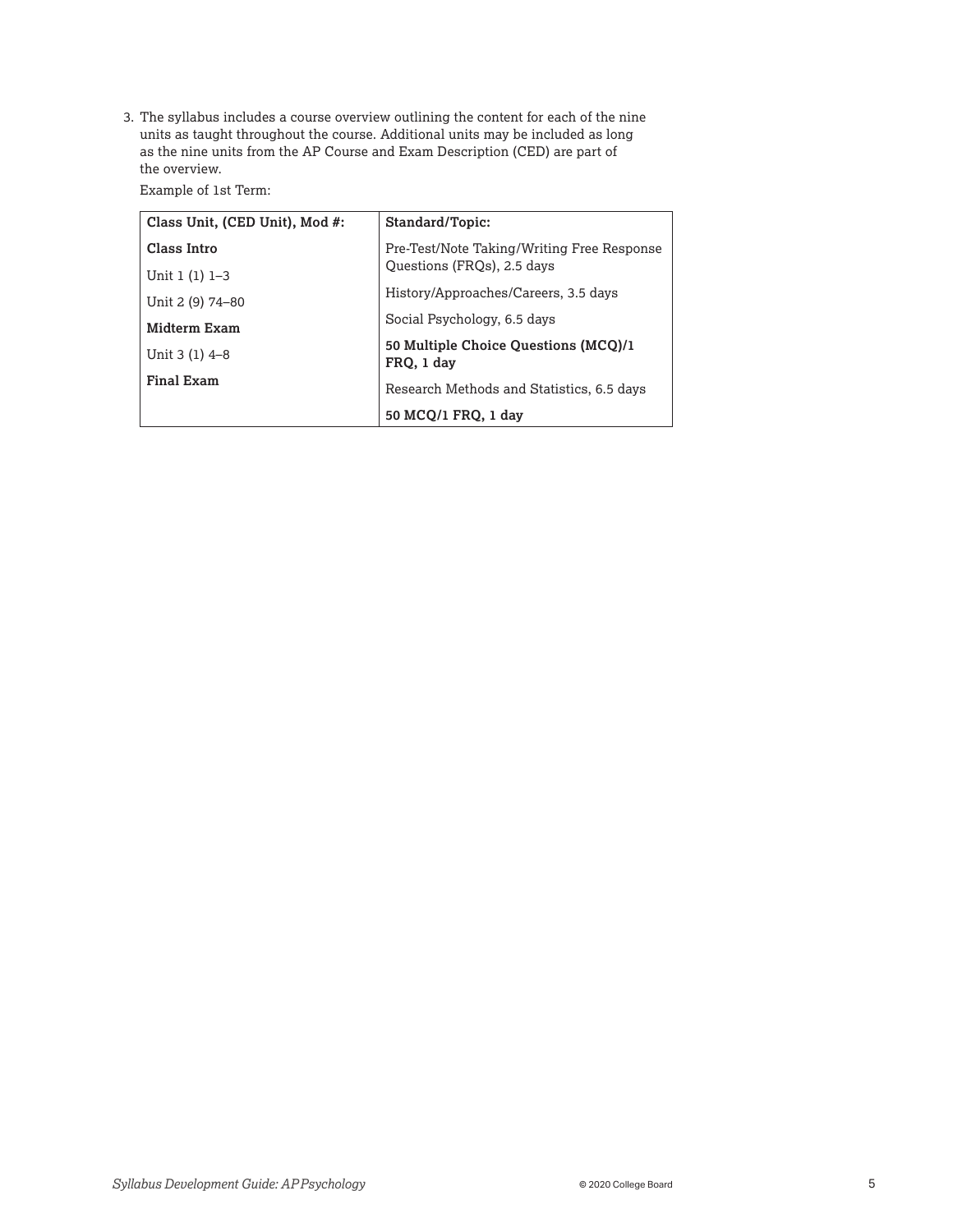3. The syllabus includes a course overview outlining the content for each of the nine units as taught throughout the course. Additional units may be included as long as the nine units from the AP Course and Exam Description (CED) are part of the overview.

   Example of 1st Term:

| Class Unit, (CED Unit), Mod #: | Standard/Topic: |
|---|---|
| **Class Intro** | Pre-Test/Note Taking/Writing Free Response Questions (FRQs), 2.5 days |
| Unit 1 (1) 1–3 | History/Approaches/Careers, 3.5 days |
| Unit 2 (9) 74–80 | Social Psychology, 6.5 days |
| **Midterm Exam** | **50 Multiple Choice Questions (MCQ)/1 FRQ, 1 day** |
| Unit 3 (1) 4–8 | Research Methods and Statistics, 6.5 days |
| **Final Exam** | **50 MCQ/1 FRQ, 1 day** |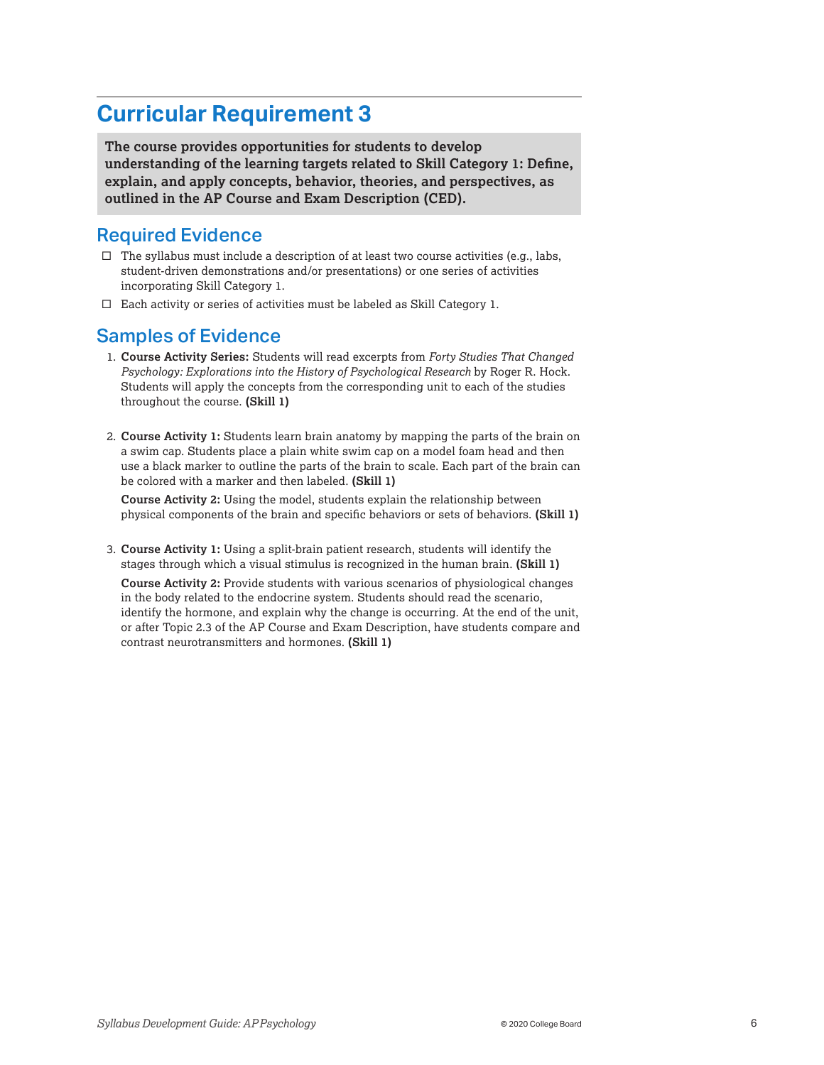# Curricular Requirement 3

**The course provides opportunities for students to develop understanding of the learning targets related to Skill Category 1: Define, explain, and apply concepts, behavior, theories, and perspectives, as outlined in the AP Course and Exam Description (CED).**

## Required Evidence

- ☐ The syllabus must include a description of at least two course activities (e.g., labs, student-driven demonstrations and/or presentations) or one series of activities incorporating Skill Category 1.
- ☐ Each activity or series of activities must be labeled as Skill Category 1.

## Samples of Evidence

1. **Course Activity Series:** Students will read excerpts from *Forty Studies That Changed Psychology: Explorations into the History of Psychological Research* by Roger R. Hock. Students will apply the concepts from the corresponding unit to each of the studies throughout the course. **(Skill 1)**

2. **Course Activity 1:** Students learn brain anatomy by mapping the parts of the brain on a swim cap. Students place a plain white swim cap on a model foam head and then use a black marker to outline the parts of the brain to scale. Each part of the brain can be colored with a marker and then labeled. **(Skill 1)**

   **Course Activity 2:** Using the model, students explain the relationship between physical components of the brain and specific behaviors or sets of behaviors. **(Skill 1)**

3. **Course Activity 1:** Using a split-brain patient research, students will identify the stages through which a visual stimulus is recognized in the human brain. **(Skill 1)**

   **Course Activity 2:** Provide students with various scenarios of physiological changes in the body related to the endocrine system. Students should read the scenario, identify the hormone, and explain why the change is occurring. At the end of the unit, or after Topic 2.3 of the AP Course and Exam Description, have students compare and contrast neurotransmitters and hormones. **(Skill 1)**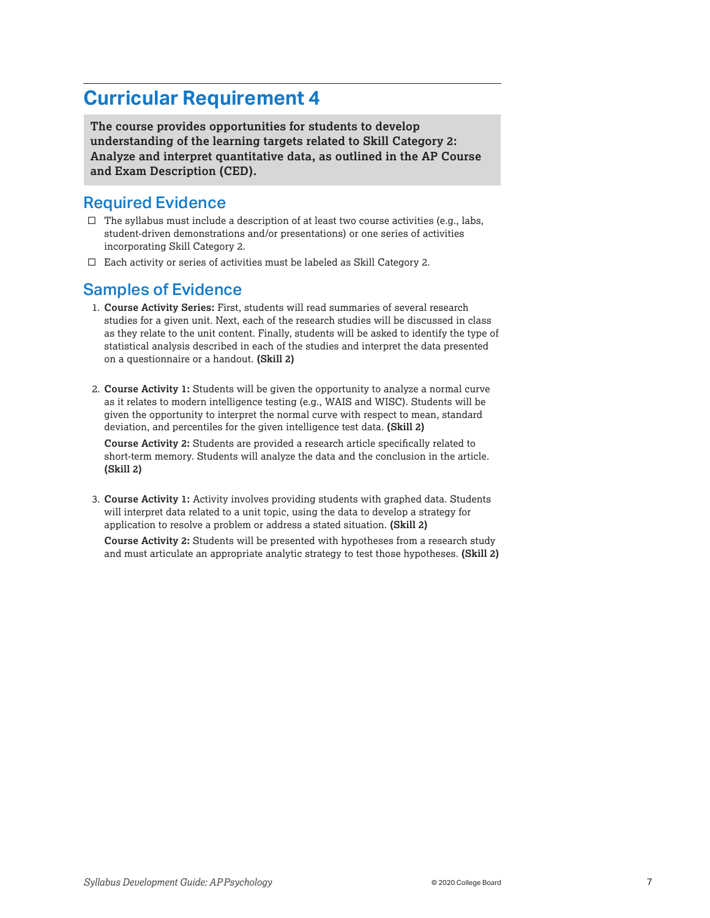# Curricular Requirement 4

**The course provides opportunities for students to develop understanding of the learning targets related to Skill Category 2: Analyze and interpret quantitative data, as outlined in the AP Course and Exam Description (CED).**

## Required Evidence

- ☐ The syllabus must include a description of at least two course activities (e.g., labs, student-driven demonstrations and/or presentations) or one series of activities incorporating Skill Category 2.
- ☐ Each activity or series of activities must be labeled as Skill Category 2.

## Samples of Evidence

1. **Course Activity Series:** First, students will read summaries of several research studies for a given unit. Next, each of the research studies will be discussed in class as they relate to the unit content. Finally, students will be asked to identify the type of statistical analysis described in each of the studies and interpret the data presented on a questionnaire or a handout. **(Skill 2)**

2. **Course Activity 1:** Students will be given the opportunity to analyze a normal curve as it relates to modern intelligence testing (e.g., WAIS and WISC). Students will be given the opportunity to interpret the normal curve with respect to mean, standard deviation, and percentiles for the given intelligence test data. **(Skill 2)**

   **Course Activity 2:** Students are provided a research article specifically related to short-term memory. Students will analyze the data and the conclusion in the article. **(Skill 2)**

3. **Course Activity 1:** Activity involves providing students with graphed data. Students will interpret data related to a unit topic, using the data to develop a strategy for application to resolve a problem or address a stated situation. **(Skill 2)**

   **Course Activity 2:** Students will be presented with hypotheses from a research study and must articulate an appropriate analytic strategy to test those hypotheses. **(Skill 2)**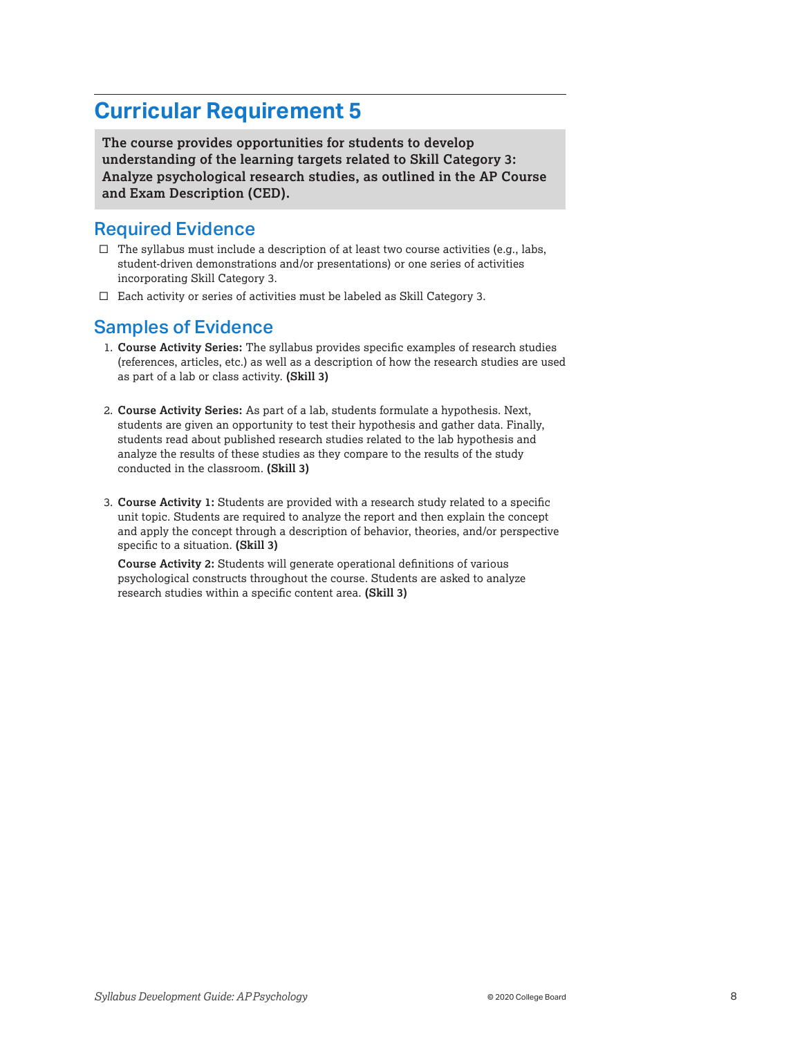# Curricular Requirement 5

**The course provides opportunities for students to develop understanding of the learning targets related to Skill Category 3: Analyze psychological research studies, as outlined in the AP Course and Exam Description (CED).**

## Required Evidence

- ☐ The syllabus must include a description of at least two course activities (e.g., labs, student-driven demonstrations and/or presentations) or one series of activities incorporating Skill Category 3.
- ☐ Each activity or series of activities must be labeled as Skill Category 3.

## Samples of Evidence

1. **Course Activity Series:** The syllabus provides specific examples of research studies (references, articles, etc.) as well as a description of how the research studies are used as part of a lab or class activity. **(Skill 3)**

2. **Course Activity Series:** As part of a lab, students formulate a hypothesis. Next, students are given an opportunity to test their hypothesis and gather data. Finally, students read about published research studies related to the lab hypothesis and analyze the results of these studies as they compare to the results of the study conducted in the classroom. **(Skill 3)**

3. **Course Activity 1:** Students are provided with a research study related to a specific unit topic. Students are required to analyze the report and then explain the concept and apply the concept through a description of behavior, theories, and/or perspective specific to a situation. **(Skill 3)**

   **Course Activity 2:** Students will generate operational definitions of various psychological constructs throughout the course. Students are asked to analyze research studies within a specific content area. **(Skill 3)**